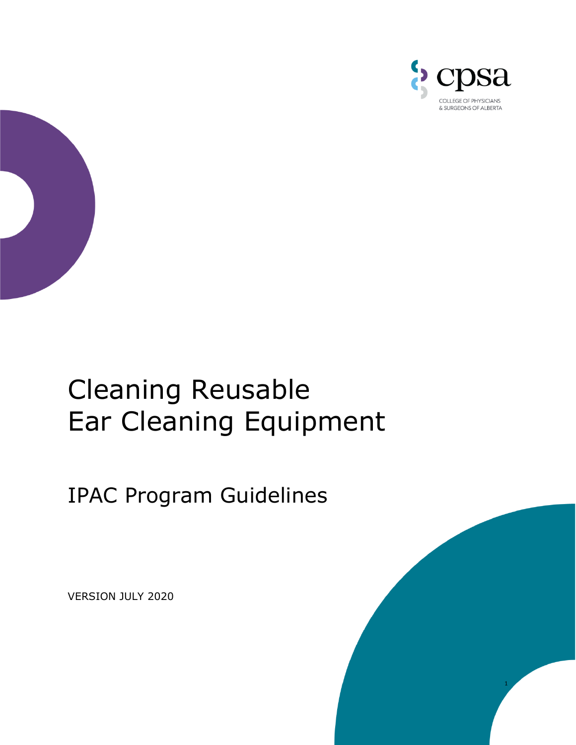cpsa

COLLEGE OF PHYSICIANS & SURGEONS OF ALBERTA

# Cleaning Reusable Ear Cleaning Equipment

## IPAC Program Guidelines

VERSION JULY 2020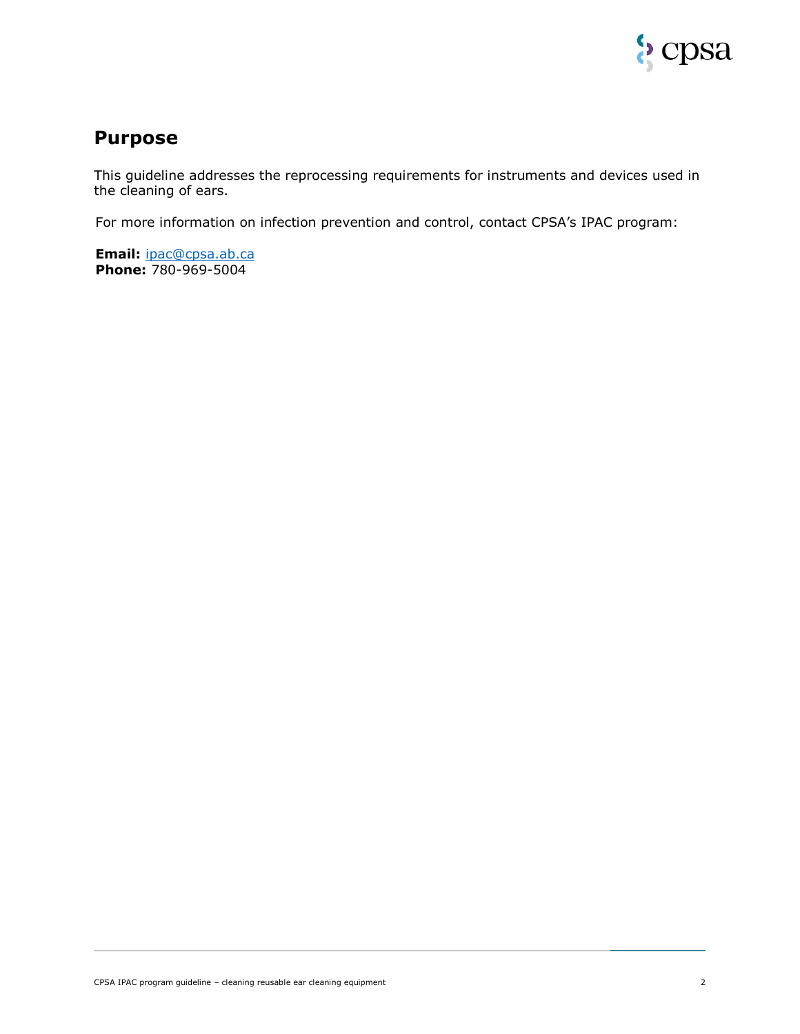## Purpose

This guideline addresses the reprocessing requirements for instruments and devices used in the cleaning of ears.

For more information on infection prevention and control, contact CPSA's IPAC program:

**Email:** ipac@cpsa.ab.ca
**Phone:** 780-969-5004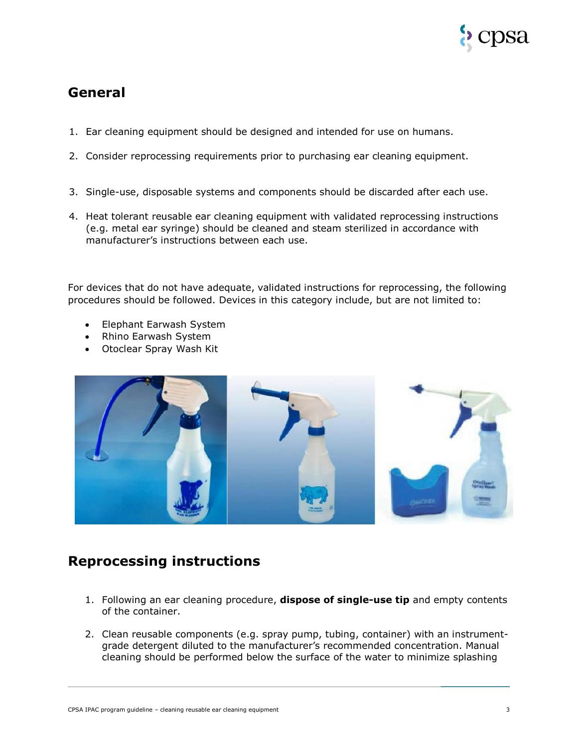## General

1. Ear cleaning equipment should be designed and intended for use on humans.
2. Consider reprocessing requirements prior to purchasing ear cleaning equipment.
3. Single-use, disposable systems and components should be discarded after each use.
4. Heat tolerant reusable ear cleaning equipment with validated reprocessing instructions (e.g. metal ear syringe) should be cleaned and steam sterilized in accordance with manufacturer's instructions between each use.

For devices that do not have adequate, validated instructions for reprocessing, the following procedures should be followed. Devices in this category include, but are not limited to:

- Elephant Earwash System
- Rhino Earwash System
- Otoclear Spray Wash Kit

## Reprocessing instructions

1. Following an ear cleaning procedure, **dispose of single-use tip** and empty contents of the container.
2. Clean reusable components (e.g. spray pump, tubing, container) with an instrument-grade detergent diluted to the manufacturer's recommended concentration. Manual cleaning should be performed below the surface of the water to minimize splashing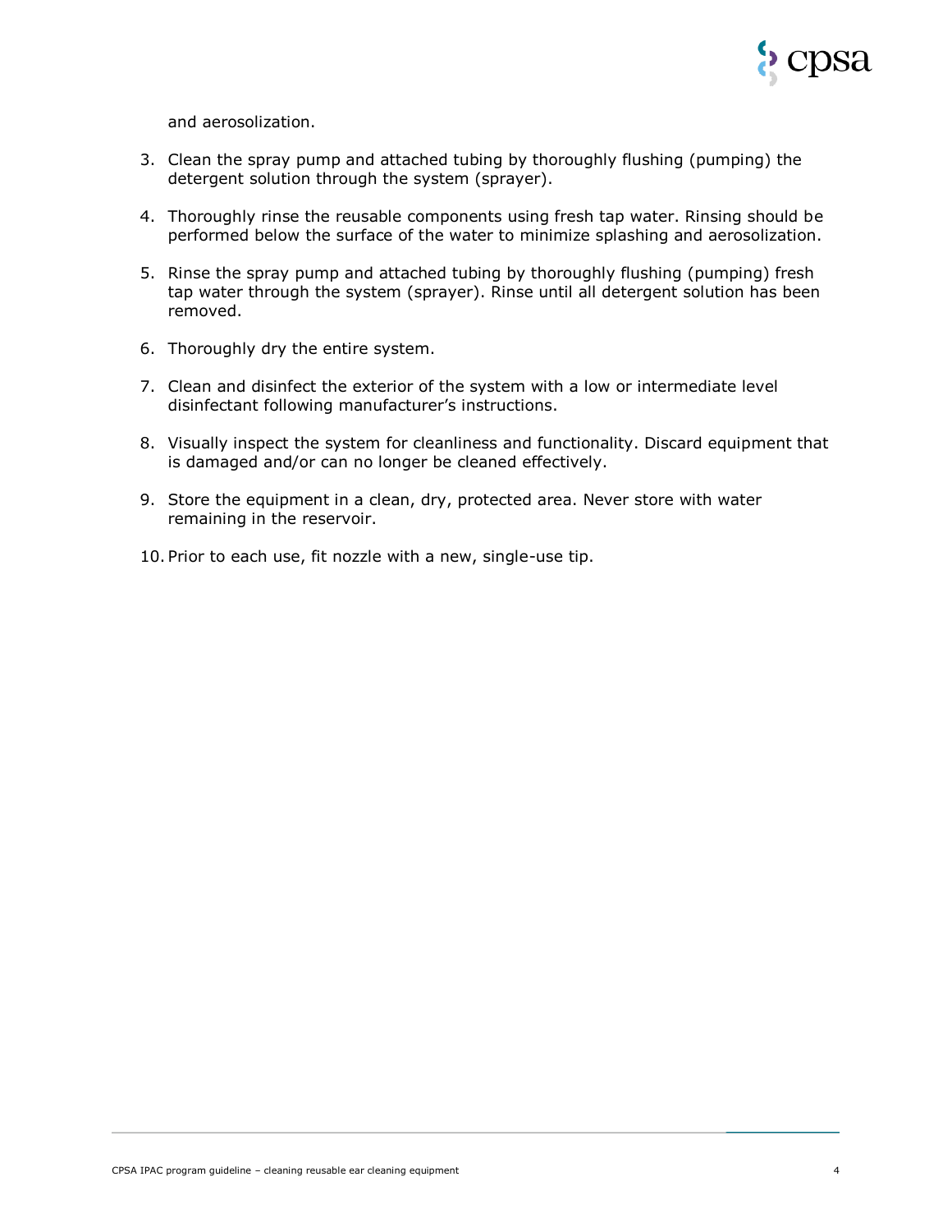and aerosolization.

3. Clean the spray pump and attached tubing by thoroughly flushing (pumping) the detergent solution through the system (sprayer).

4. Thoroughly rinse the reusable components using fresh tap water. Rinsing should be performed below the surface of the water to minimize splashing and aerosolization.

5. Rinse the spray pump and attached tubing by thoroughly flushing (pumping) fresh tap water through the system (sprayer). Rinse until all detergent solution has been removed.

6. Thoroughly dry the entire system.

7. Clean and disinfect the exterior of the system with a low or intermediate level disinfectant following manufacturer's instructions.

8. Visually inspect the system for cleanliness and functionality. Discard equipment that is damaged and/or can no longer be cleaned effectively.

9. Store the equipment in a clean, dry, protected area. Never store with water remaining in the reservoir.

10. Prior to each use, fit nozzle with a new, single-use tip.